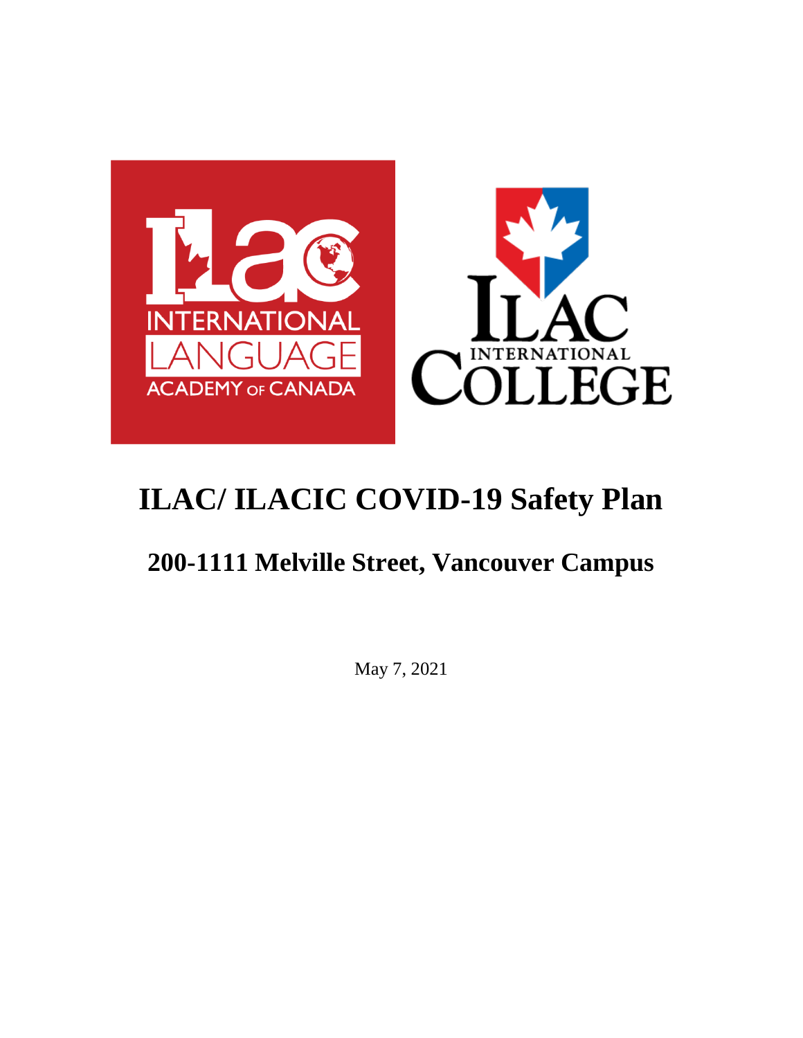# ILAC/ ILACIC COVID-19 Safety Plan

## 200-1111 Melville Street, Vancouver Campus

May 7, 2021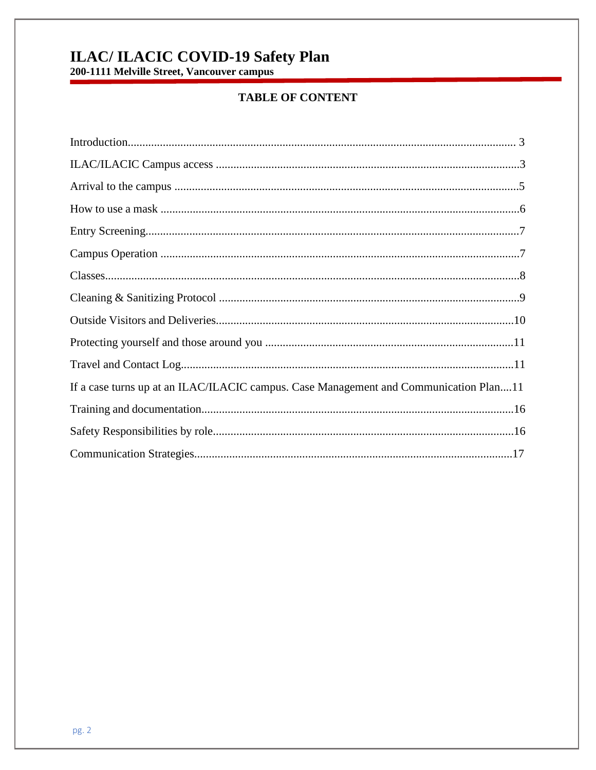# ILAC/ ILACIC COVID-19 Safety Plan

**200-1111 Melville Street, Vancouver campus**

## TABLE OF CONTENT

Introduction.................................................................................................................... 3

ILAC/ILACIC Campus access .......................................................................................3

Arrival to the campus ....................................................................................................5

How to use a mask .........................................................................................................6

Entry Screening..............................................................................................................7

Campus Operation .........................................................................................................7

Classes............................................................................................................................8

Cleaning & Sanitizing Protocol ......................................................................................9

Outside Visitors and Deliveries......................................................................................10

Protecting yourself and those around you ....................................................................11

Travel and Contact Log.................................................................................................11

If a case turns up at an ILAC/ILACIC campus. Case Management and Communication Plan....11

Training and documentation..........................................................................................16

Safety Responsibilities by role.......................................................................................16

Communication Strategies............................................................................................17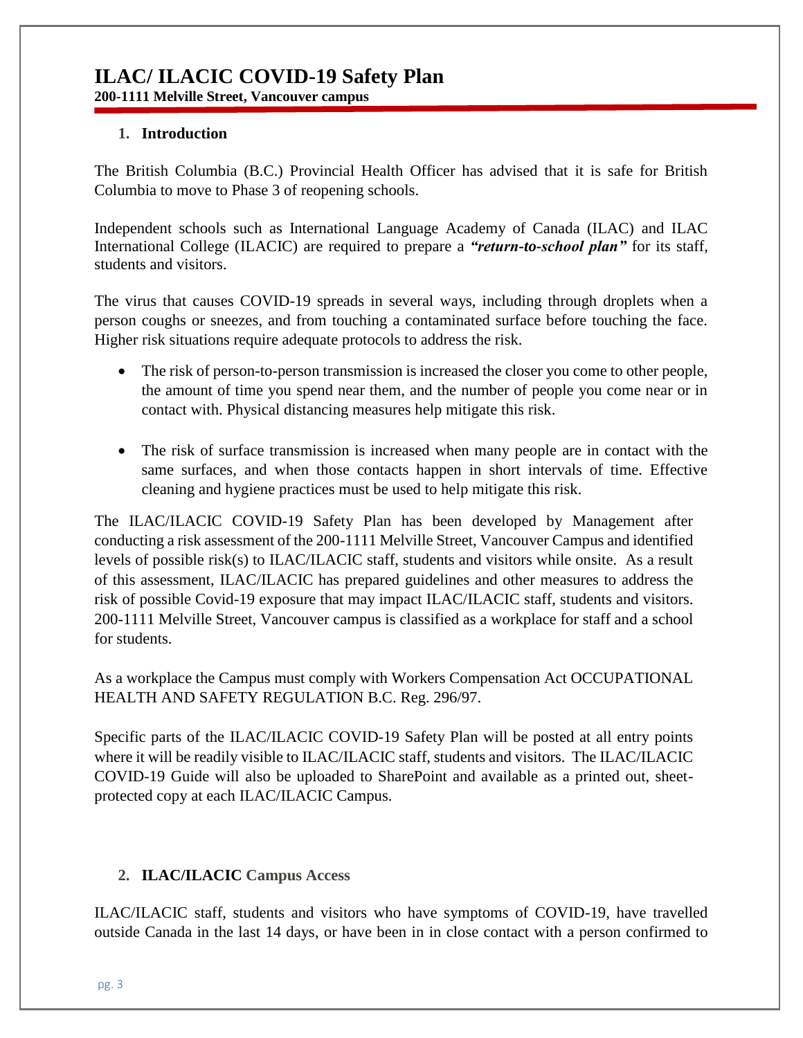# ILAC/ ILACIC COVID-19 Safety Plan

**200-1111 Melville Street, Vancouver campus**

## 1. Introduction

The British Columbia (B.C.) Provincial Health Officer has advised that it is safe for British Columbia to move to Phase 3 of reopening schools.

Independent schools such as International Language Academy of Canada (ILAC) and ILAC International College (ILACIC) are required to prepare a ***"return-to-school plan"*** for its staff, students and visitors.

The virus that causes COVID-19 spreads in several ways, including through droplets when a person coughs or sneezes, and from touching a contaminated surface before touching the face. Higher risk situations require adequate protocols to address the risk.

- The risk of person-to-person transmission is increased the closer you come to other people, the amount of time you spend near them, and the number of people you come near or in contact with. Physical distancing measures help mitigate this risk.
- The risk of surface transmission is increased when many people are in contact with the same surfaces, and when those contacts happen in short intervals of time. Effective cleaning and hygiene practices must be used to help mitigate this risk.

The ILAC/ILACIC COVID-19 Safety Plan has been developed by Management after conducting a risk assessment of the 200-1111 Melville Street, Vancouver Campus and identified levels of possible risk(s) to ILAC/ILACIC staff, students and visitors while onsite. As a result of this assessment, ILAC/ILACIC has prepared guidelines and other measures to address the risk of possible Covid-19 exposure that may impact ILAC/ILACIC staff, students and visitors. 200-1111 Melville Street, Vancouver campus is classified as a workplace for staff and a school for students.

As a workplace the Campus must comply with Workers Compensation Act OCCUPATIONAL HEALTH AND SAFETY REGULATION B.C. Reg. 296/97.

Specific parts of the ILAC/ILACIC COVID-19 Safety Plan will be posted at all entry points where it will be readily visible to ILAC/ILACIC staff, students and visitors. The ILAC/ILACIC COVID-19 Guide will also be uploaded to SharePoint and available as a printed out, sheet-protected copy at each ILAC/ILACIC Campus.

## 2. ILAC/ILACIC Campus Access

ILAC/ILACIC staff, students and visitors who have symptoms of COVID-19, have travelled outside Canada in the last 14 days, or have been in in close contact with a person confirmed to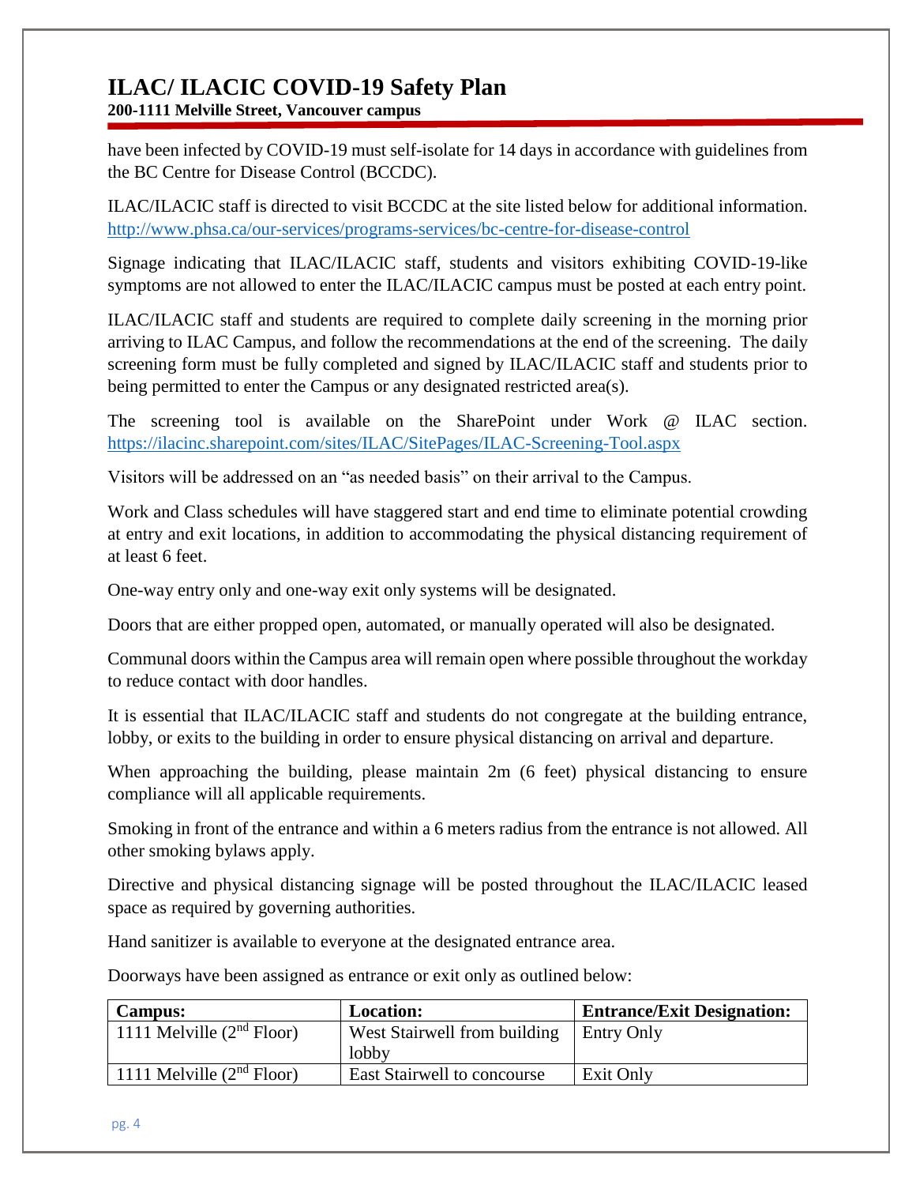have been infected by COVID-19 must self-isolate for 14 days in accordance with guidelines from the BC Centre for Disease Control (BCCDC).

ILAC/ILACIC staff is directed to visit BCCDC at the site listed below for additional information. http://www.phsa.ca/our-services/programs-services/bc-centre-for-disease-control

Signage indicating that ILAC/ILACIC staff, students and visitors exhibiting COVID-19-like symptoms are not allowed to enter the ILAC/ILACIC campus must be posted at each entry point.

ILAC/ILACIC staff and students are required to complete daily screening in the morning prior arriving to ILAC Campus, and follow the recommendations at the end of the screening. The daily screening form must be fully completed and signed by ILAC/ILACIC staff and students prior to being permitted to enter the Campus or any designated restricted area(s).

The screening tool is available on the SharePoint under Work @ ILAC section. https://ilacinc.sharepoint.com/sites/ILAC/SitePages/ILAC-Screening-Tool.aspx

Visitors will be addressed on an "as needed basis" on their arrival to the Campus.

Work and Class schedules will have staggered start and end time to eliminate potential crowding at entry and exit locations, in addition to accommodating the physical distancing requirement of at least 6 feet.

One-way entry only and one-way exit only systems will be designated.

Doors that are either propped open, automated, or manually operated will also be designated.

Communal doors within the Campus area will remain open where possible throughout the workday to reduce contact with door handles.

It is essential that ILAC/ILACIC staff and students do not congregate at the building entrance, lobby, or exits to the building in order to ensure physical distancing on arrival and departure.

When approaching the building, please maintain 2m (6 feet) physical distancing to ensure compliance will all applicable requirements.

Smoking in front of the entrance and within a 6 meters radius from the entrance is not allowed. All other smoking bylaws apply.

Directive and physical distancing signage will be posted throughout the ILAC/ILACIC leased space as required by governing authorities.

Hand sanitizer is available to everyone at the designated entrance area.

Doorways have been assigned as entrance or exit only as outlined below:

| Campus: | Location: | Entrance/Exit Designation: |
|---|---|---|
| 1111 Melville (2nd Floor) | West Stairwell from building lobby | Entry Only |
| 1111 Melville (2nd Floor) | East Stairwell to concourse | Exit Only |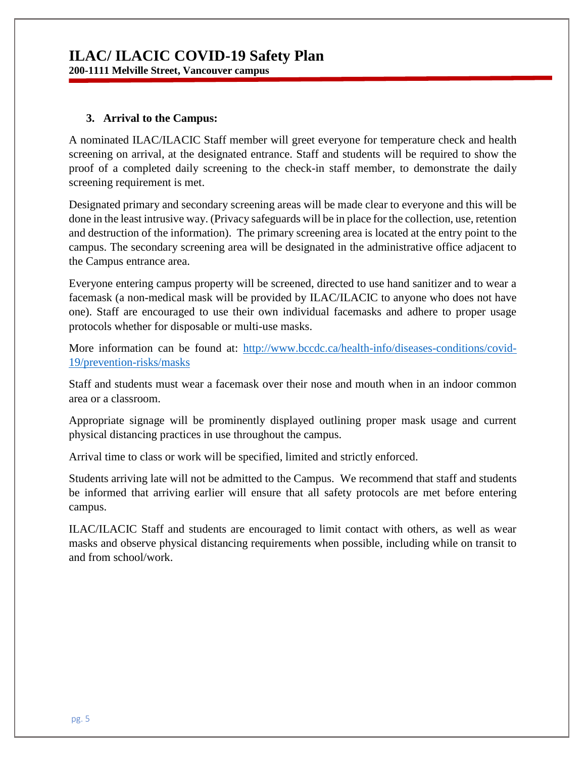### 3. Arrival to the Campus:

A nominated ILAC/ILACIC Staff member will greet everyone for temperature check and health screening on arrival, at the designated entrance. Staff and students will be required to show the proof of a completed daily screening to the check-in staff member, to demonstrate the daily screening requirement is met.

Designated primary and secondary screening areas will be made clear to everyone and this will be done in the least intrusive way. (Privacy safeguards will be in place for the collection, use, retention and destruction of the information). The primary screening area is located at the entry point to the campus. The secondary screening area will be designated in the administrative office adjacent to the Campus entrance area.

Everyone entering campus property will be screened, directed to use hand sanitizer and to wear a facemask (a non-medical mask will be provided by ILAC/ILACIC to anyone who does not have one). Staff are encouraged to use their own individual facemasks and adhere to proper usage protocols whether for disposable or multi-use masks.

More information can be found at: [http://www.bccdc.ca/health-info/diseases-conditions/covid-19/prevention-risks/masks](http://www.bccdc.ca/health-info/diseases-conditions/covid-19/prevention-risks/masks)

Staff and students must wear a facemask over their nose and mouth when in an indoor common area or a classroom.

Appropriate signage will be prominently displayed outlining proper mask usage and current physical distancing practices in use throughout the campus.

Arrival time to class or work will be specified, limited and strictly enforced.

Students arriving late will not be admitted to the Campus. We recommend that staff and students be informed that arriving earlier will ensure that all safety protocols are met before entering campus.

ILAC/ILACIC Staff and students are encouraged to limit contact with others, as well as wear masks and observe physical distancing requirements when possible, including while on transit to and from school/work.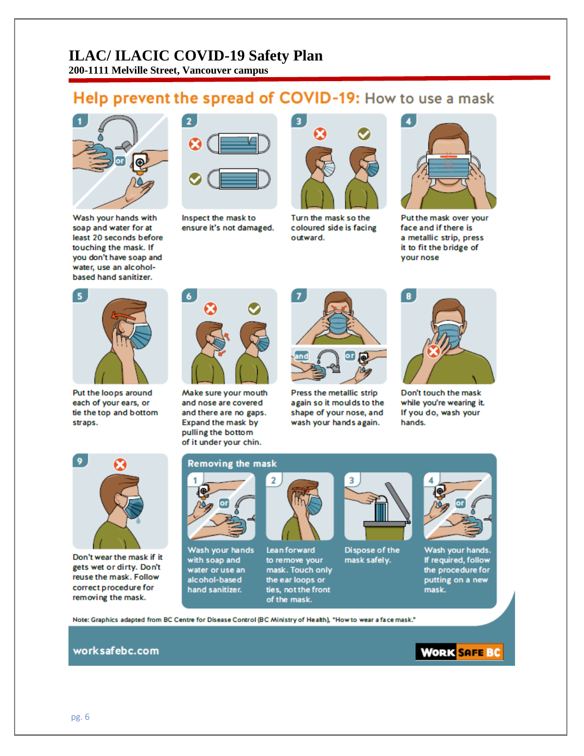# ILAC/ ILACIC COVID-19 Safety Plan

**200-1111 Melville Street, Vancouver campus**

## Help prevent the spread of COVID-19: How to use a mask

1. Wash your hands with soap and water for at least 20 seconds before touching the mask. If you don't have soap and water, use an alcohol-based hand sanitizer.
2. Inspect the mask to ensure it's not damaged.
3. Turn the mask so the coloured side is facing outward.
4. Put the mask over your face and if there is a metallic strip, press it to fit the bridge of your nose
5. Put the loops around each of your ears, or tie the top and bottom straps.
6. Make sure your mouth and nose are covered and there are no gaps. Expand the mask by pulling the bottom of it under your chin.
7. Press the metallic strip again so it moulds to the shape of your nose, and wash your hands again.
8. Don't touch the mask while you're wearing it. If you do, wash your hands.
9. Don't wear the mask if it gets wet or dirty. Don't reuse the mask. Follow correct procedure for removing the mask.

### Removing the mask

1. Wash your hands with soap and water or use an alcohol-based hand sanitizer.
2. Lean forward to remove your mask. Touch only the ear loops or ties, not the front of the mask.
3. Dispose of the mask safely.
4. Wash your hands. If required, follow the procedure for putting on a new mask.

Note: Graphics adapted from BC Centre for Disease Control (BC Ministry of Health), "How to wear a face mask."

worksafebc.com

WORK SAFE BC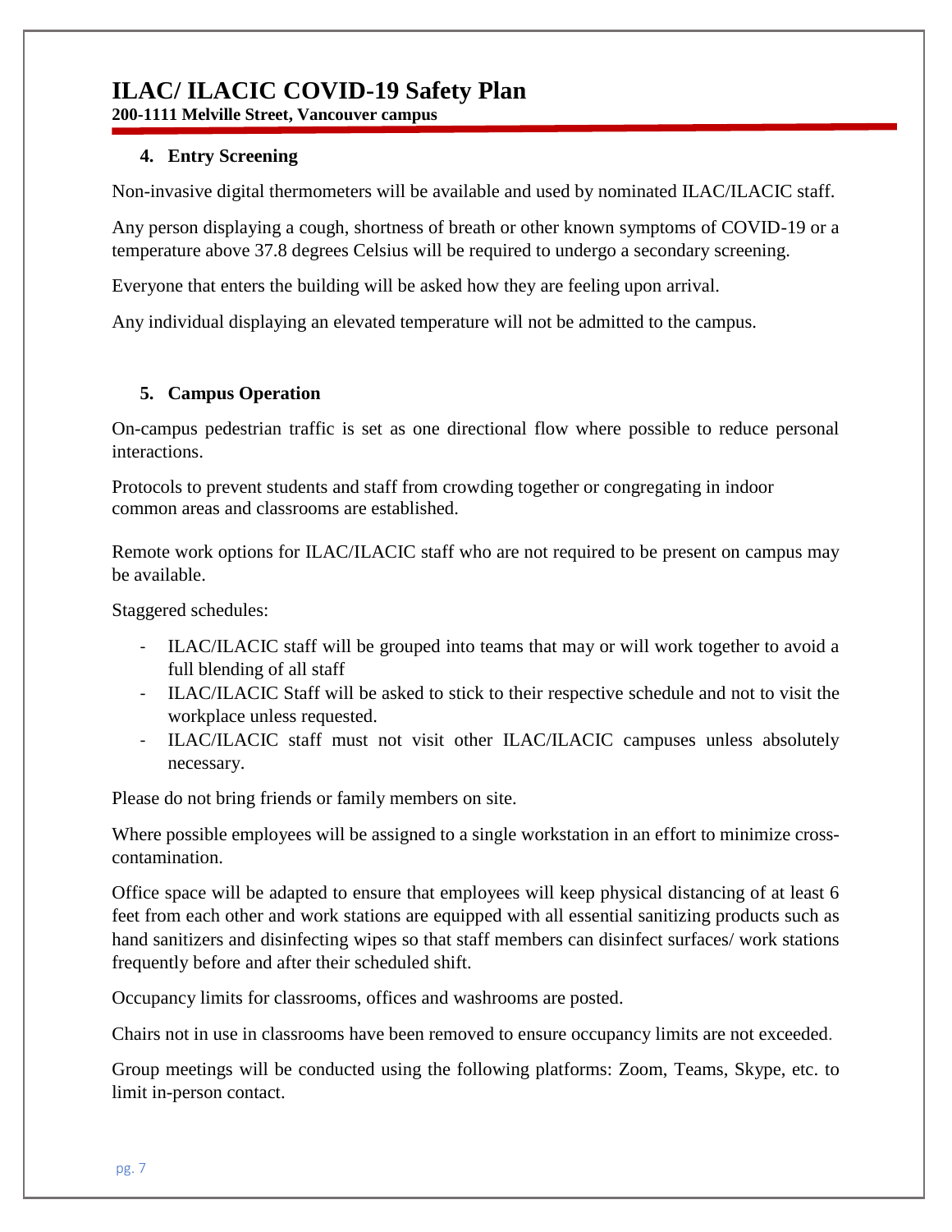### 4. Entry Screening

Non-invasive digital thermometers will be available and used by nominated ILAC/ILACIC staff.

Any person displaying a cough, shortness of breath or other known symptoms of COVID-19 or a temperature above 37.8 degrees Celsius will be required to undergo a secondary screening.

Everyone that enters the building will be asked how they are feeling upon arrival.

Any individual displaying an elevated temperature will not be admitted to the campus.

### 5. Campus Operation

On-campus pedestrian traffic is set as one directional flow where possible to reduce personal interactions.

Protocols to prevent students and staff from crowding together or congregating in indoor common areas and classrooms are established.

Remote work options for ILAC/ILACIC staff who are not required to be present on campus may be available.

Staggered schedules:

- ILAC/ILACIC staff will be grouped into teams that may or will work together to avoid a full blending of all staff
- ILAC/ILACIC Staff will be asked to stick to their respective schedule and not to visit the workplace unless requested.
- ILAC/ILACIC staff must not visit other ILAC/ILACIC campuses unless absolutely necessary.

Please do not bring friends or family members on site.

Where possible employees will be assigned to a single workstation in an effort to minimize cross-contamination.

Office space will be adapted to ensure that employees will keep physical distancing of at least 6 feet from each other and work stations are equipped with all essential sanitizing products such as hand sanitizers and disinfecting wipes so that staff members can disinfect surfaces/ work stations frequently before and after their scheduled shift.

Occupancy limits for classrooms, offices and washrooms are posted.

Chairs not in use in classrooms have been removed to ensure occupancy limits are not exceeded.

Group meetings will be conducted using the following platforms: Zoom, Teams, Skype, etc. to limit in-person contact.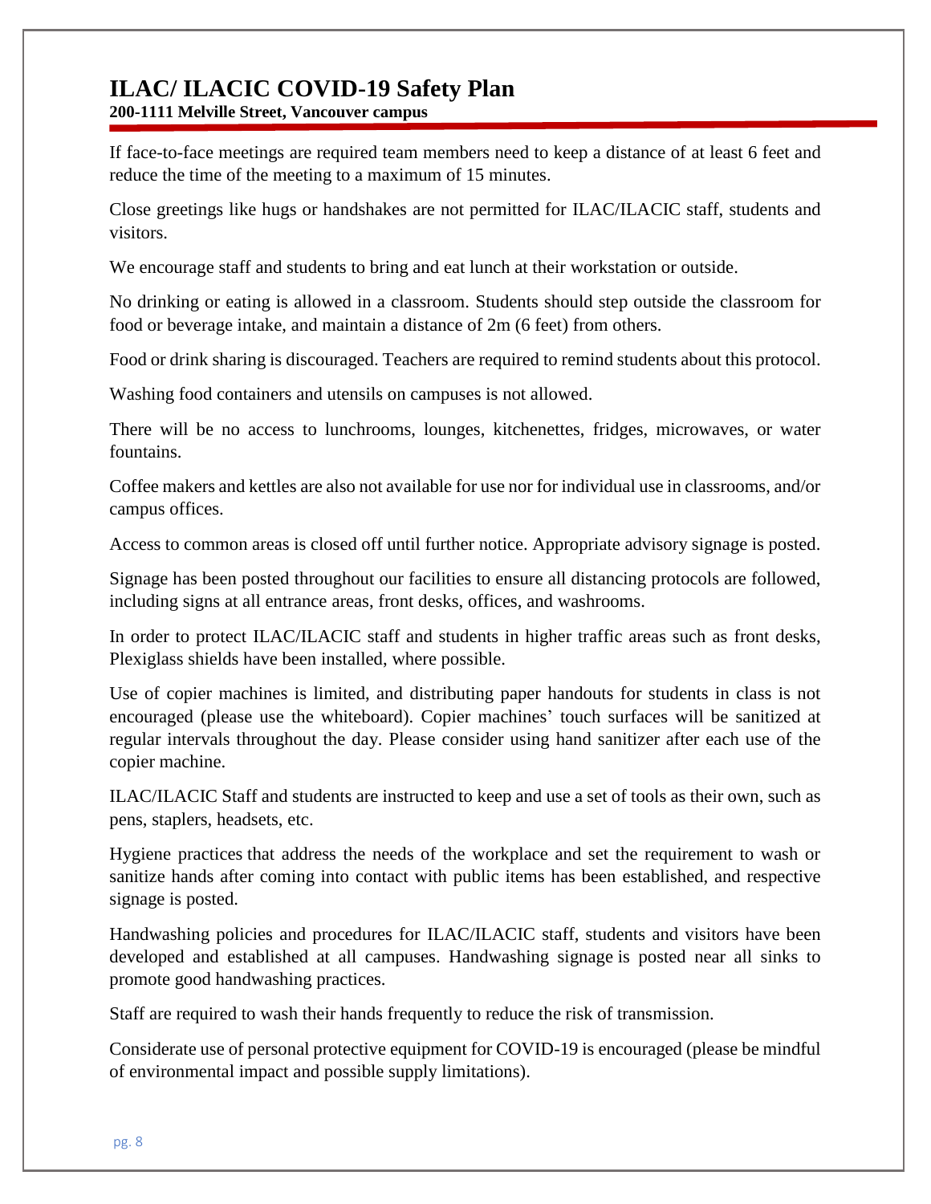If face-to-face meetings are required team members need to keep a distance of at least 6 feet and reduce the time of the meeting to a maximum of 15 minutes.

Close greetings like hugs or handshakes are not permitted for ILAC/ILACIC staff, students and visitors.

We encourage staff and students to bring and eat lunch at their workstation or outside.

No drinking or eating is allowed in a classroom. Students should step outside the classroom for food or beverage intake, and maintain a distance of 2m (6 feet) from others.

Food or drink sharing is discouraged. Teachers are required to remind students about this protocol.

Washing food containers and utensils on campuses is not allowed.

There will be no access to lunchrooms, lounges, kitchenettes, fridges, microwaves, or water fountains.

Coffee makers and kettles are also not available for use nor for individual use in classrooms, and/or campus offices.

Access to common areas is closed off until further notice. Appropriate advisory signage is posted.

Signage has been posted throughout our facilities to ensure all distancing protocols are followed, including signs at all entrance areas, front desks, offices, and washrooms.

In order to protect ILAC/ILACIC staff and students in higher traffic areas such as front desks, Plexiglass shields have been installed, where possible.

Use of copier machines is limited, and distributing paper handouts for students in class is not encouraged (please use the whiteboard). Copier machines' touch surfaces will be sanitized at regular intervals throughout the day. Please consider using hand sanitizer after each use of the copier machine.

ILAC/ILACIC Staff and students are instructed to keep and use a set of tools as their own, such as pens, staplers, headsets, etc.

Hygiene practices that address the needs of the workplace and set the requirement to wash or sanitize hands after coming into contact with public items has been established, and respective signage is posted.

Handwashing policies and procedures for ILAC/ILACIC staff, students and visitors have been developed and established at all campuses. Handwashing signage is posted near all sinks to promote good handwashing practices.

Staff are required to wash their hands frequently to reduce the risk of transmission.

Considerate use of personal protective equipment for COVID-19 is encouraged (please be mindful of environmental impact and possible supply limitations).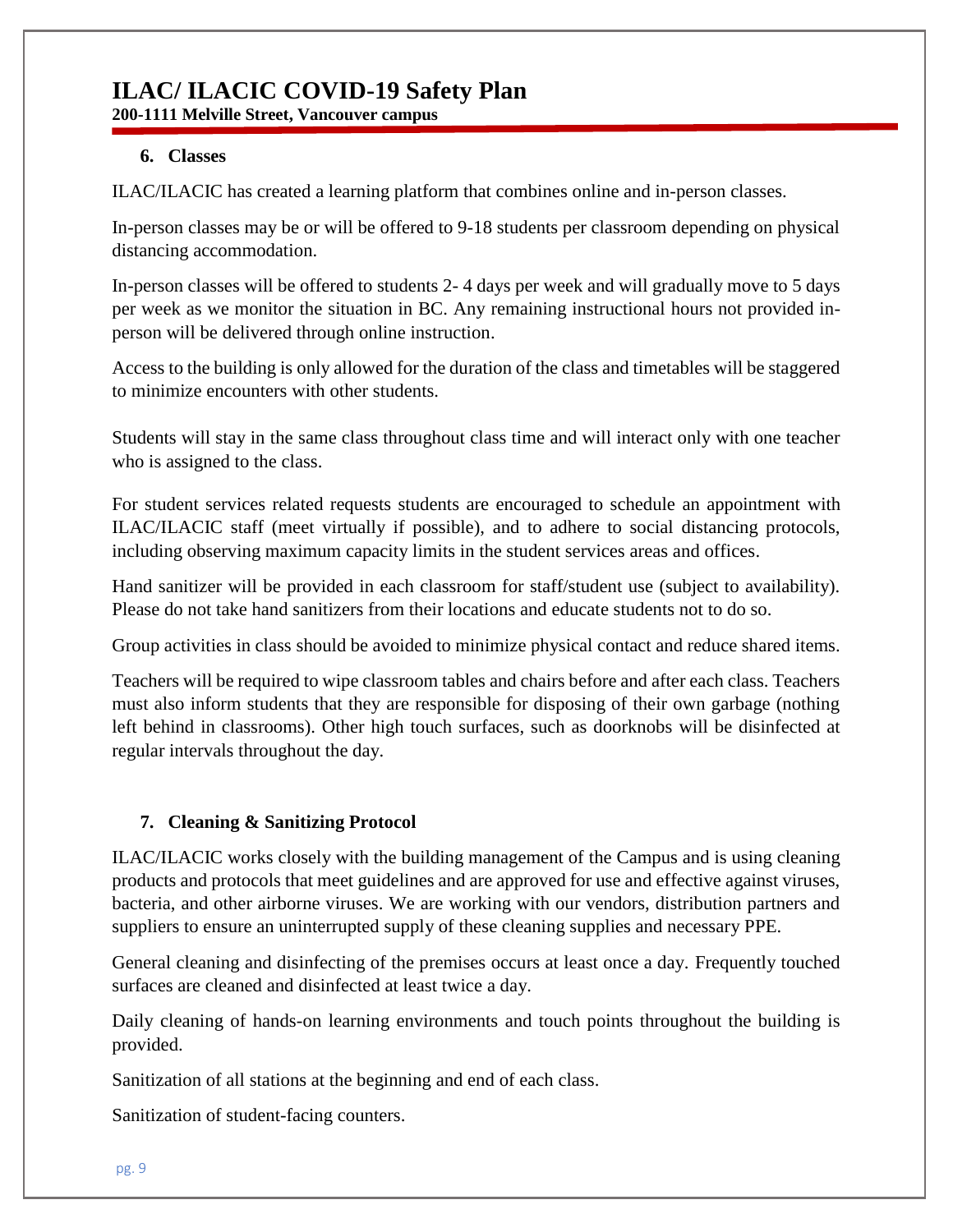### 6. Classes

ILAC/ILACIC has created a learning platform that combines online and in-person classes.

In-person classes may be or will be offered to 9-18 students per classroom depending on physical distancing accommodation.

In-person classes will be offered to students 2- 4 days per week and will gradually move to 5 days per week as we monitor the situation in BC. Any remaining instructional hours not provided in-person will be delivered through online instruction.

Access to the building is only allowed for the duration of the class and timetables will be staggered to minimize encounters with other students.

Students will stay in the same class throughout class time and will interact only with one teacher who is assigned to the class.

For student services related requests students are encouraged to schedule an appointment with ILAC/ILACIC staff (meet virtually if possible), and to adhere to social distancing protocols, including observing maximum capacity limits in the student services areas and offices.

Hand sanitizer will be provided in each classroom for staff/student use (subject to availability). Please do not take hand sanitizers from their locations and educate students not to do so.

Group activities in class should be avoided to minimize physical contact and reduce shared items.

Teachers will be required to wipe classroom tables and chairs before and after each class. Teachers must also inform students that they are responsible for disposing of their own garbage (nothing left behind in classrooms). Other high touch surfaces, such as doorknobs will be disinfected at regular intervals throughout the day.

### 7. Cleaning & Sanitizing Protocol

ILAC/ILACIC works closely with the building management of the Campus and is using cleaning products and protocols that meet guidelines and are approved for use and effective against viruses, bacteria, and other airborne viruses. We are working with our vendors, distribution partners and suppliers to ensure an uninterrupted supply of these cleaning supplies and necessary PPE.

General cleaning and disinfecting of the premises occurs at least once a day. Frequently touched surfaces are cleaned and disinfected at least twice a day.

Daily cleaning of hands-on learning environments and touch points throughout the building is provided.

Sanitization of all stations at the beginning and end of each class.

Sanitization of student-facing counters.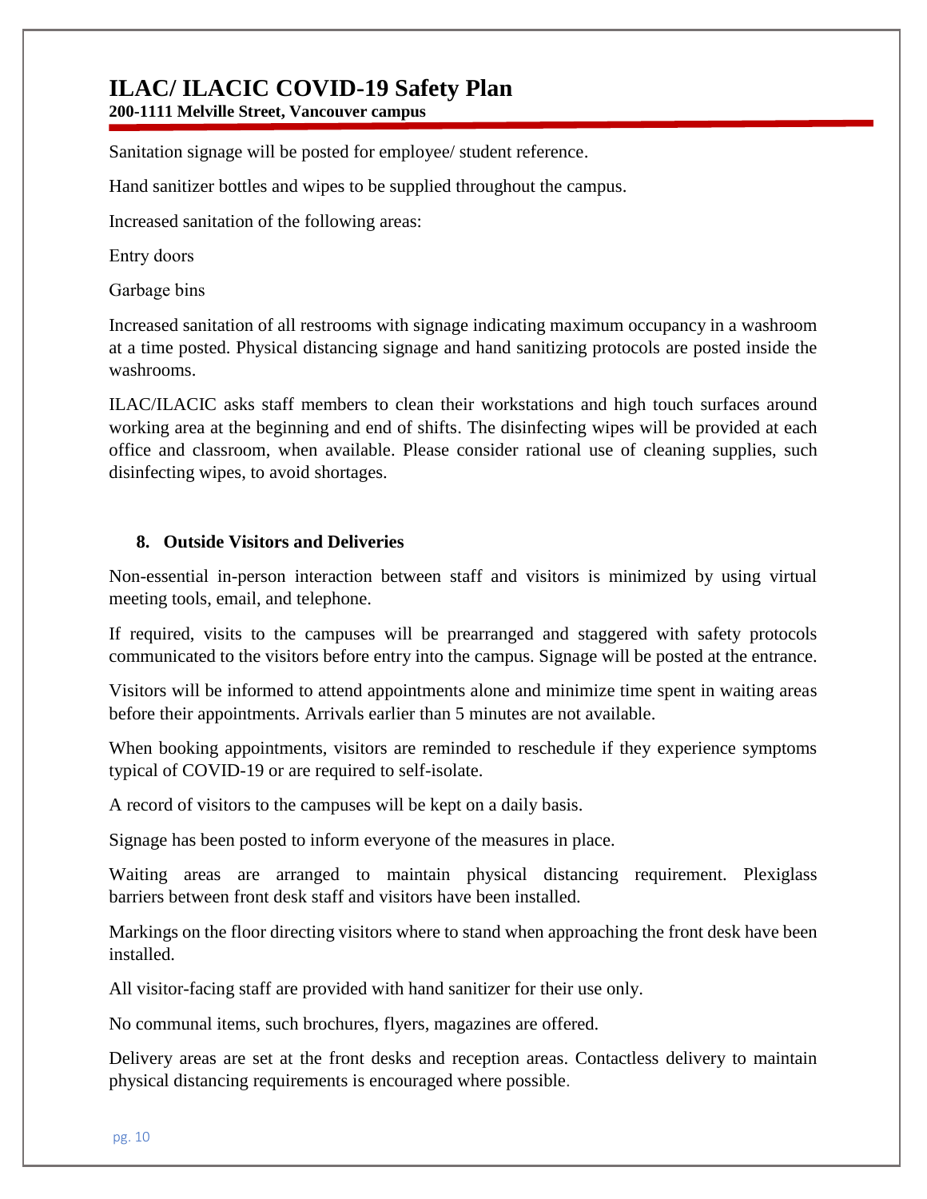Sanitation signage will be posted for employee/ student reference.

Hand sanitizer bottles and wipes to be supplied throughout the campus.

Increased sanitation of the following areas:

Entry doors

Garbage bins

Increased sanitation of all restrooms with signage indicating maximum occupancy in a washroom at a time posted. Physical distancing signage and hand sanitizing protocols are posted inside the washrooms.

ILAC/ILACIC asks staff members to clean their workstations and high touch surfaces around working area at the beginning and end of shifts. The disinfecting wipes will be provided at each office and classroom, when available. Please consider rational use of cleaning supplies, such disinfecting wipes, to avoid shortages.

## 8. Outside Visitors and Deliveries

Non-essential in-person interaction between staff and visitors is minimized by using virtual meeting tools, email, and telephone.

If required, visits to the campuses will be prearranged and staggered with safety protocols communicated to the visitors before entry into the campus. Signage will be posted at the entrance.

Visitors will be informed to attend appointments alone and minimize time spent in waiting areas before their appointments. Arrivals earlier than 5 minutes are not available.

When booking appointments, visitors are reminded to reschedule if they experience symptoms typical of COVID-19 or are required to self-isolate.

A record of visitors to the campuses will be kept on a daily basis.

Signage has been posted to inform everyone of the measures in place.

Waiting areas are arranged to maintain physical distancing requirement. Plexiglass barriers between front desk staff and visitors have been installed.

Markings on the floor directing visitors where to stand when approaching the front desk have been installed.

All visitor-facing staff are provided with hand sanitizer for their use only.

No communal items, such brochures, flyers, magazines are offered.

Delivery areas are set at the front desks and reception areas. Contactless delivery to maintain physical distancing requirements is encouraged where possible.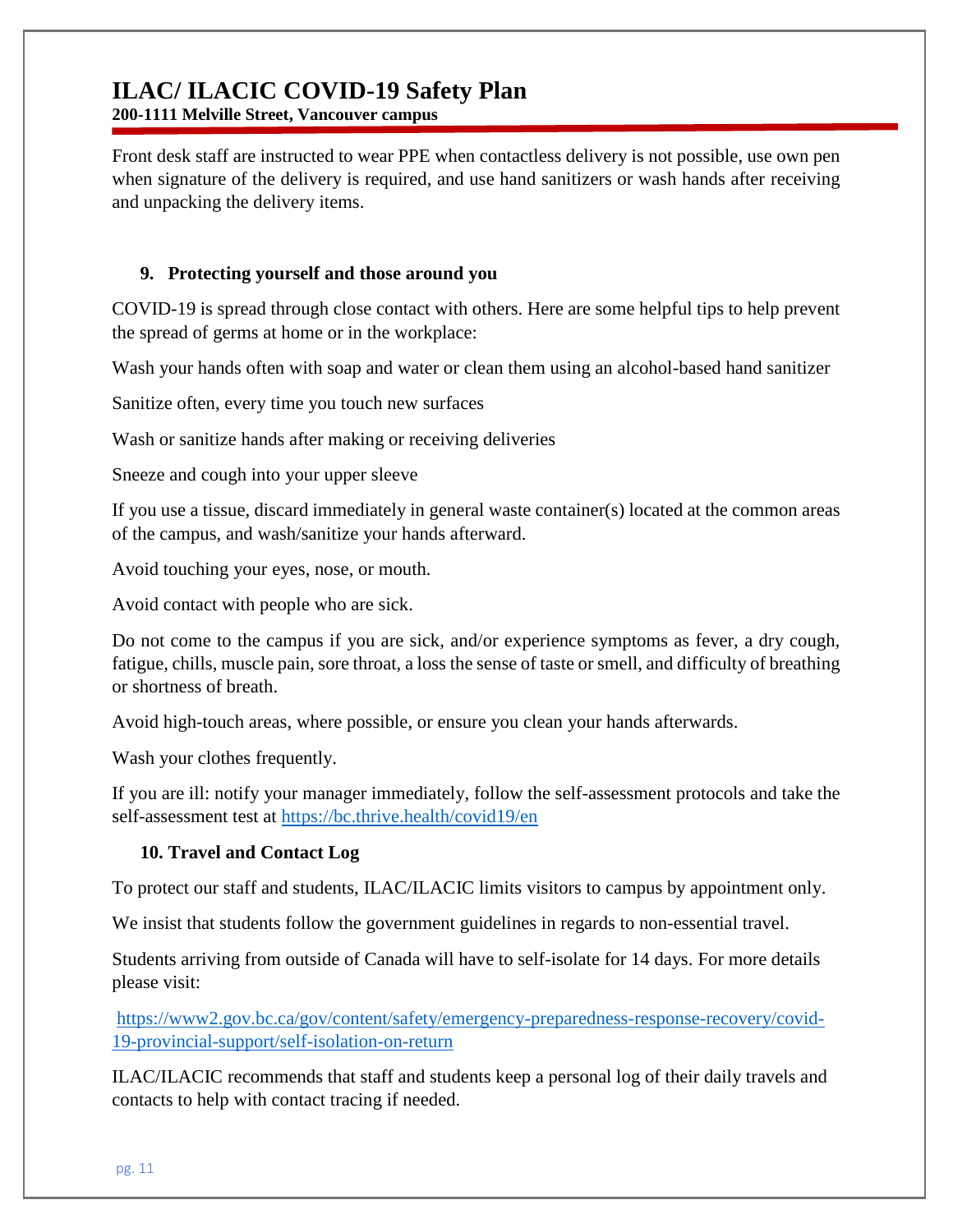Front desk staff are instructed to wear PPE when contactless delivery is not possible, use own pen when signature of the delivery is required, and use hand sanitizers or wash hands after receiving and unpacking the delivery items.

### 9. Protecting yourself and those around you

COVID-19 is spread through close contact with others. Here are some helpful tips to help prevent the spread of germs at home or in the workplace:

Wash your hands often with soap and water or clean them using an alcohol-based hand sanitizer

Sanitize often, every time you touch new surfaces

Wash or sanitize hands after making or receiving deliveries

Sneeze and cough into your upper sleeve

If you use a tissue, discard immediately in general waste container(s) located at the common areas of the campus, and wash/sanitize your hands afterward.

Avoid touching your eyes, nose, or mouth.

Avoid contact with people who are sick.

Do not come to the campus if you are sick, and/or experience symptoms as fever, a dry cough, fatigue, chills, muscle pain, sore throat, a loss the sense of taste or smell, and difficulty of breathing or shortness of breath.

Avoid high-touch areas, where possible, or ensure you clean your hands afterwards.

Wash your clothes frequently.

If you are ill: notify your manager immediately, follow the self-assessment protocols and take the self-assessment test at https://bc.thrive.health/covid19/en

### 10. Travel and Contact Log

To protect our staff and students, ILAC/ILACIC limits visitors to campus by appointment only.

We insist that students follow the government guidelines in regards to non-essential travel.

Students arriving from outside of Canada will have to self-isolate for 14 days. For more details please visit:

https://www2.gov.bc.ca/gov/content/safety/emergency-preparedness-response-recovery/covid-19-provincial-support/self-isolation-on-return

ILAC/ILACIC recommends that staff and students keep a personal log of their daily travels and contacts to help with contact tracing if needed.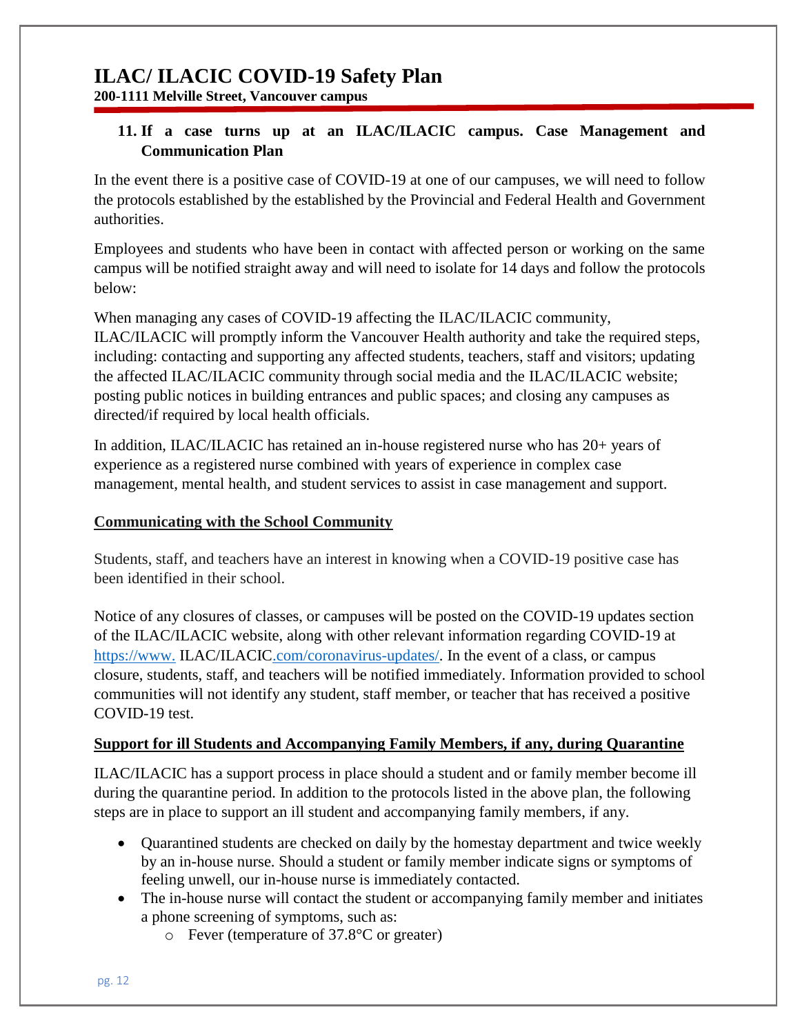## 11. If a case turns up at an ILAC/ILACIC campus. Case Management and Communication Plan

In the event there is a positive case of COVID-19 at one of our campuses, we will need to follow the protocols established by the established by the Provincial and Federal Health and Government authorities.

Employees and students who have been in contact with affected person or working on the same campus will be notified straight away and will need to isolate for 14 days and follow the protocols below:

When managing any cases of COVID-19 affecting the ILAC/ILACIC community, ILAC/ILACIC will promptly inform the Vancouver Health authority and take the required steps, including: contacting and supporting any affected students, teachers, staff and visitors; updating the affected ILAC/ILACIC community through social media and the ILAC/ILACIC website; posting public notices in building entrances and public spaces; and closing any campuses as directed/if required by local health officials.

In addition, ILAC/ILACIC has retained an in-house registered nurse who has 20+ years of experience as a registered nurse combined with years of experience in complex case management, mental health, and student services to assist in case management and support.

### Communicating with the School Community

Students, staff, and teachers have an interest in knowing when a COVID-19 positive case has been identified in their school.

Notice of any closures of classes, or campuses will be posted on the COVID-19 updates section of the ILAC/ILACIC website, along with other relevant information regarding COVID-19 at https://www. ILAC/ILACIC.com/coronavirus-updates/. In the event of a class, or campus closure, students, staff, and teachers will be notified immediately. Information provided to school communities will not identify any student, staff member, or teacher that has received a positive COVID-19 test.

### Support for ill Students and Accompanying Family Members, if any, during Quarantine

ILAC/ILACIC has a support process in place should a student and or family member become ill during the quarantine period. In addition to the protocols listed in the above plan, the following steps are in place to support an ill student and accompanying family members, if any.

- Quarantined students are checked on daily by the homestay department and twice weekly by an in-house nurse. Should a student or family member indicate signs or symptoms of feeling unwell, our in-house nurse is immediately contacted.
- The in-house nurse will contact the student or accompanying family member and initiates a phone screening of symptoms, such as:
  - Fever (temperature of 37.8°C or greater)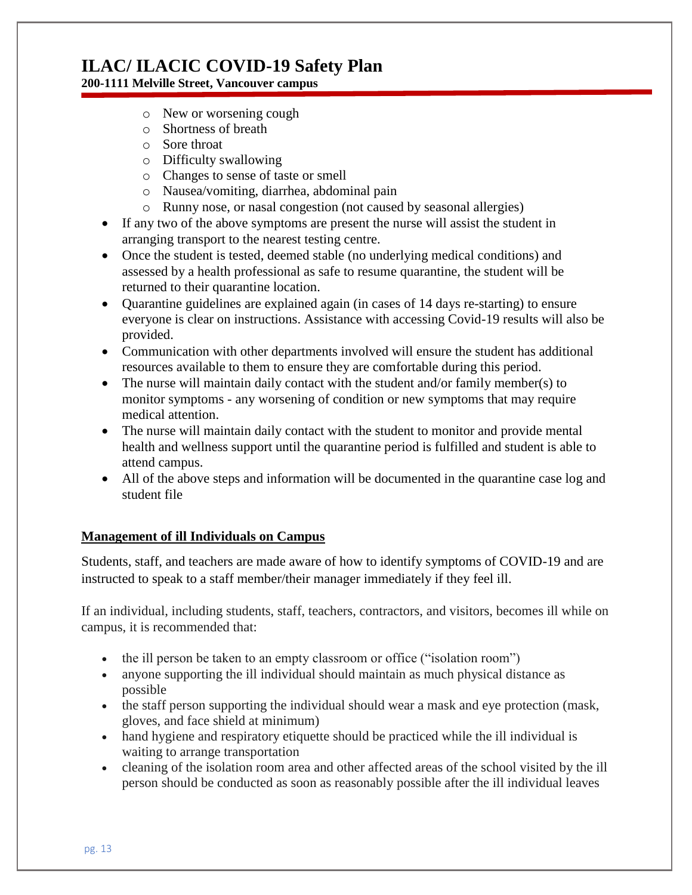- New or worsening cough
  - Shortness of breath
  - Sore throat
  - Difficulty swallowing
  - Changes to sense of taste or smell
  - Nausea/vomiting, diarrhea, abdominal pain
  - Runny nose, or nasal congestion (not caused by seasonal allergies)
- If any two of the above symptoms are present the nurse will assist the student in arranging transport to the nearest testing centre.
- Once the student is tested, deemed stable (no underlying medical conditions) and assessed by a health professional as safe to resume quarantine, the student will be returned to their quarantine location.
- Quarantine guidelines are explained again (in cases of 14 days re-starting) to ensure everyone is clear on instructions. Assistance with accessing Covid-19 results will also be provided.
- Communication with other departments involved will ensure the student has additional resources available to them to ensure they are comfortable during this period.
- The nurse will maintain daily contact with the student and/or family member(s) to monitor symptoms - any worsening of condition or new symptoms that may require medical attention.
- The nurse will maintain daily contact with the student to monitor and provide mental health and wellness support until the quarantine period is fulfilled and student is able to attend campus.
- All of the above steps and information will be documented in the quarantine case log and student file

## Management of ill Individuals on Campus

Students, staff, and teachers are made aware of how to identify symptoms of COVID-19 and are instructed to speak to a staff member/their manager immediately if they feel ill.

If an individual, including students, staff, teachers, contractors, and visitors, becomes ill while on campus, it is recommended that:

- the ill person be taken to an empty classroom or office ("isolation room")
- anyone supporting the ill individual should maintain as much physical distance as possible
- the staff person supporting the individual should wear a mask and eye protection (mask, gloves, and face shield at minimum)
- hand hygiene and respiratory etiquette should be practiced while the ill individual is waiting to arrange transportation
- cleaning of the isolation room area and other affected areas of the school visited by the ill person should be conducted as soon as reasonably possible after the ill individual leaves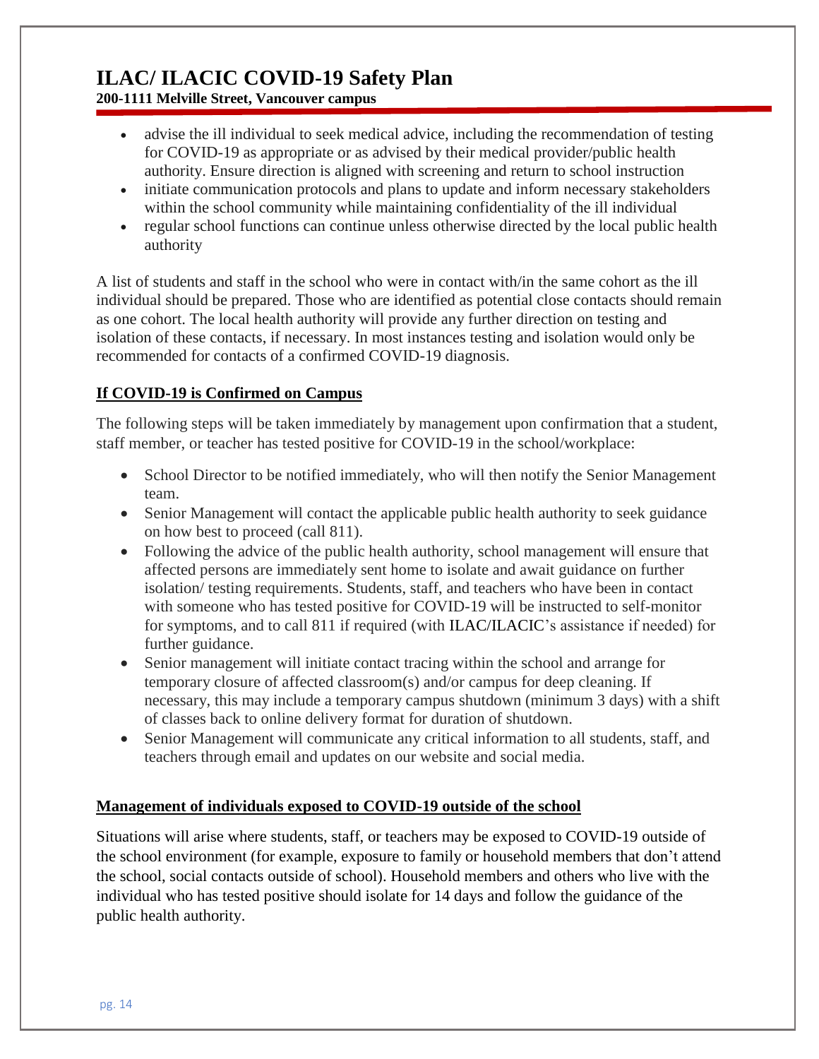- advise the ill individual to seek medical advice, including the recommendation of testing for COVID-19 as appropriate or as advised by their medical provider/public health authority. Ensure direction is aligned with screening and return to school instruction
- initiate communication protocols and plans to update and inform necessary stakeholders within the school community while maintaining confidentiality of the ill individual
- regular school functions can continue unless otherwise directed by the local public health authority

A list of students and staff in the school who were in contact with/in the same cohort as the ill individual should be prepared. Those who are identified as potential close contacts should remain as one cohort. The local health authority will provide any further direction on testing and isolation of these contacts, if necessary. In most instances testing and isolation would only be recommended for contacts of a confirmed COVID-19 diagnosis.

## If COVID-19 is Confirmed on Campus

The following steps will be taken immediately by management upon confirmation that a student, staff member, or teacher has tested positive for COVID-19 in the school/workplace:

- School Director to be notified immediately, who will then notify the Senior Management team.
- Senior Management will contact the applicable public health authority to seek guidance on how best to proceed (call 811).
- Following the advice of the public health authority, school management will ensure that affected persons are immediately sent home to isolate and await guidance on further isolation/ testing requirements. Students, staff, and teachers who have been in contact with someone who has tested positive for COVID-19 will be instructed to self-monitor for symptoms, and to call 811 if required (with ILAC/ILACIC's assistance if needed) for further guidance.
- Senior management will initiate contact tracing within the school and arrange for temporary closure of affected classroom(s) and/or campus for deep cleaning. If necessary, this may include a temporary campus shutdown (minimum 3 days) with a shift of classes back to online delivery format for duration of shutdown.
- Senior Management will communicate any critical information to all students, staff, and teachers through email and updates on our website and social media.

## Management of individuals exposed to COVID-19 outside of the school

Situations will arise where students, staff, or teachers may be exposed to COVID-19 outside of the school environment (for example, exposure to family or household members that don't attend the school, social contacts outside of school). Household members and others who live with the individual who has tested positive should isolate for 14 days and follow the guidance of the public health authority.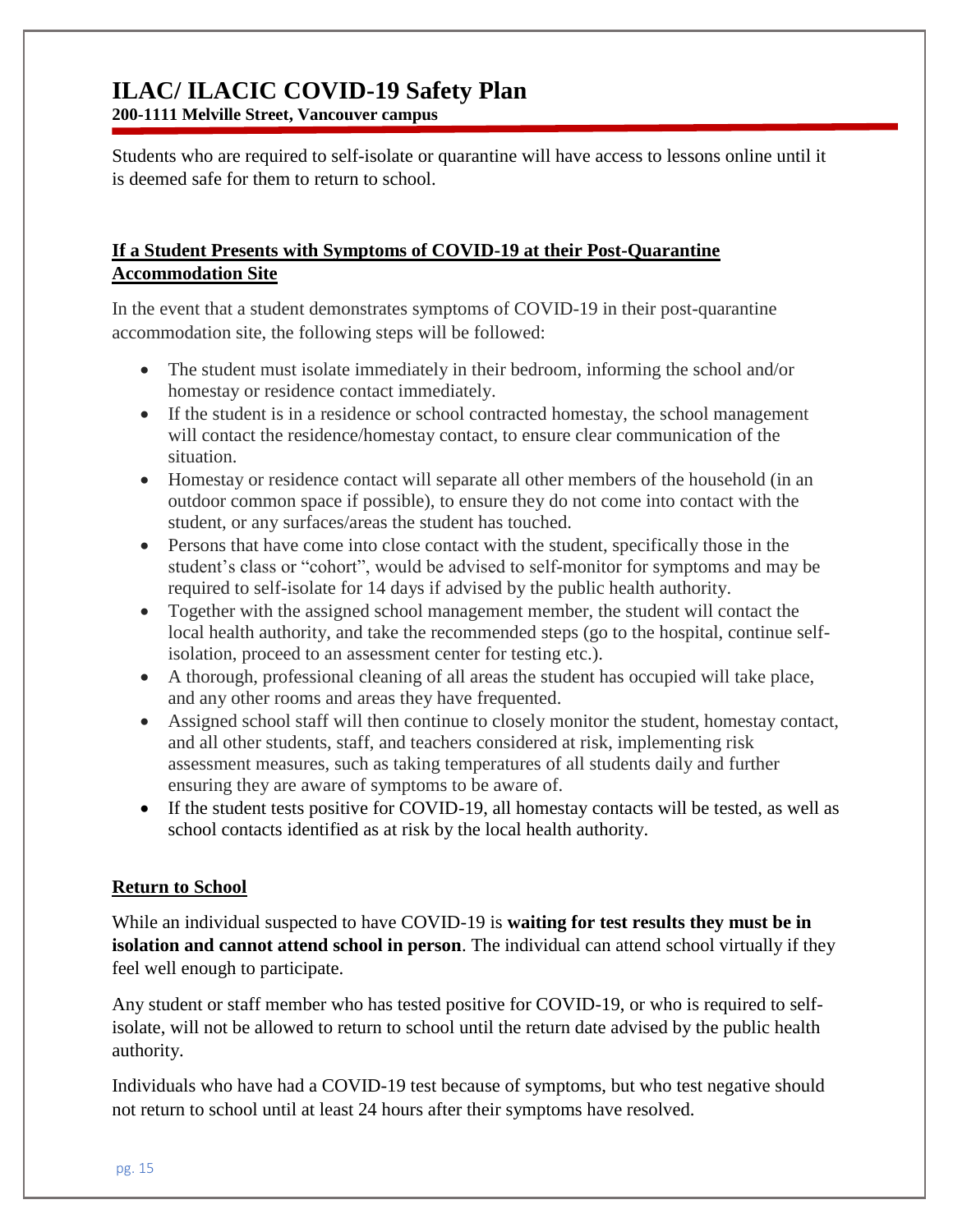Students who are required to self-isolate or quarantine will have access to lessons online until it is deemed safe for them to return to school.

## If a Student Presents with Symptoms of COVID-19 at their Post-Quarantine Accommodation Site

In the event that a student demonstrates symptoms of COVID-19 in their post-quarantine accommodation site, the following steps will be followed:

- The student must isolate immediately in their bedroom, informing the school and/or homestay or residence contact immediately.
- If the student is in a residence or school contracted homestay, the school management will contact the residence/homestay contact, to ensure clear communication of the situation.
- Homestay or residence contact will separate all other members of the household (in an outdoor common space if possible), to ensure they do not come into contact with the student, or any surfaces/areas the student has touched.
- Persons that have come into close contact with the student, specifically those in the student's class or "cohort", would be advised to self-monitor for symptoms and may be required to self-isolate for 14 days if advised by the public health authority.
- Together with the assigned school management member, the student will contact the local health authority, and take the recommended steps (go to the hospital, continue self-isolation, proceed to an assessment center for testing etc.).
- A thorough, professional cleaning of all areas the student has occupied will take place, and any other rooms and areas they have frequented.
- Assigned school staff will then continue to closely monitor the student, homestay contact, and all other students, staff, and teachers considered at risk, implementing risk assessment measures, such as taking temperatures of all students daily and further ensuring they are aware of symptoms to be aware of.
- If the student tests positive for COVID-19, all homestay contacts will be tested, as well as school contacts identified as at risk by the local health authority.

## Return to School

While an individual suspected to have COVID-19 is **waiting for test results they must be in isolation and cannot attend school in person**. The individual can attend school virtually if they feel well enough to participate.

Any student or staff member who has tested positive for COVID-19, or who is required to self-isolate, will not be allowed to return to school until the return date advised by the public health authority.

Individuals who have had a COVID-19 test because of symptoms, but who test negative should not return to school until at least 24 hours after their symptoms have resolved.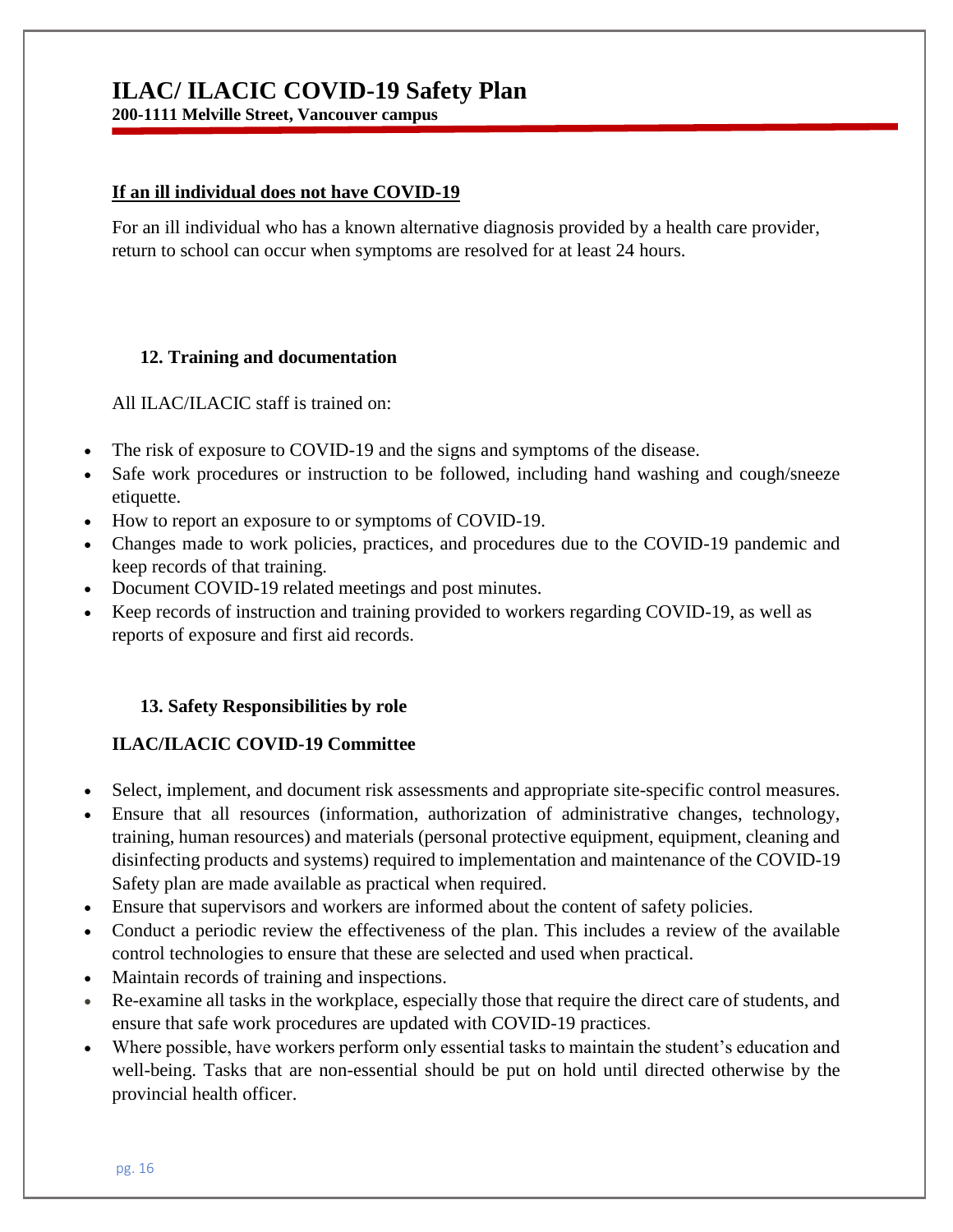### If an ill individual does not have COVID-19

For an ill individual who has a known alternative diagnosis provided by a health care provider, return to school can occur when symptoms are resolved for at least 24 hours.

## 12. Training and documentation

All ILAC/ILACIC staff is trained on:

- The risk of exposure to COVID-19 and the signs and symptoms of the disease.
- Safe work procedures or instruction to be followed, including hand washing and cough/sneeze etiquette.
- How to report an exposure to or symptoms of COVID-19.
- Changes made to work policies, practices, and procedures due to the COVID-19 pandemic and keep records of that training.
- Document COVID-19 related meetings and post minutes.
- Keep records of instruction and training provided to workers regarding COVID-19, as well as reports of exposure and first aid records.

## 13. Safety Responsibilities by role

### ILAC/ILACIC COVID-19 Committee

- Select, implement, and document risk assessments and appropriate site-specific control measures.
- Ensure that all resources (information, authorization of administrative changes, technology, training, human resources) and materials (personal protective equipment, equipment, cleaning and disinfecting products and systems) required to implementation and maintenance of the COVID-19 Safety plan are made available as practical when required.
- Ensure that supervisors and workers are informed about the content of safety policies.
- Conduct a periodic review the effectiveness of the plan. This includes a review of the available control technologies to ensure that these are selected and used when practical.
- Maintain records of training and inspections.
- Re-examine all tasks in the workplace, especially those that require the direct care of students, and ensure that safe work procedures are updated with COVID-19 practices.
- Where possible, have workers perform only essential tasks to maintain the student's education and well-being. Tasks that are non-essential should be put on hold until directed otherwise by the provincial health officer.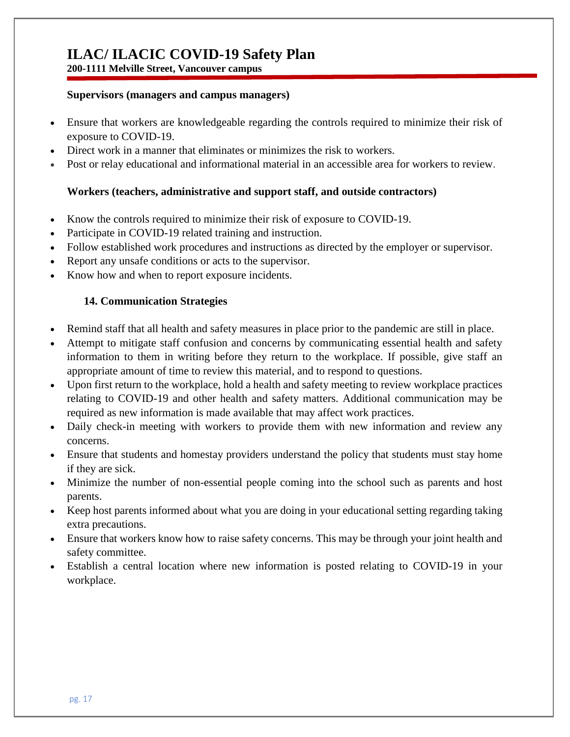**Supervisors (managers and campus managers)**

- Ensure that workers are knowledgeable regarding the controls required to minimize their risk of exposure to COVID-19.
- Direct work in a manner that eliminates or minimizes the risk to workers.
- Post or relay educational and informational material in an accessible area for workers to review.

**Workers (teachers, administrative and support staff, and outside contractors)**

- Know the controls required to minimize their risk of exposure to COVID-19.
- Participate in COVID-19 related training and instruction.
- Follow established work procedures and instructions as directed by the employer or supervisor.
- Report any unsafe conditions or acts to the supervisor.
- Know how and when to report exposure incidents.

## 14. Communication Strategies

- Remind staff that all health and safety measures in place prior to the pandemic are still in place.
- Attempt to mitigate staff confusion and concerns by communicating essential health and safety information to them in writing before they return to the workplace. If possible, give staff an appropriate amount of time to review this material, and to respond to questions.
- Upon first return to the workplace, hold a health and safety meeting to review workplace practices relating to COVID-19 and other health and safety matters. Additional communication may be required as new information is made available that may affect work practices.
- Daily check-in meeting with workers to provide them with new information and review any concerns.
- Ensure that students and homestay providers understand the policy that students must stay home if they are sick.
- Minimize the number of non-essential people coming into the school such as parents and host parents.
- Keep host parents informed about what you are doing in your educational setting regarding taking extra precautions.
- Ensure that workers know how to raise safety concerns. This may be through your joint health and safety committee.
- Establish a central location where new information is posted relating to COVID-19 in your workplace.